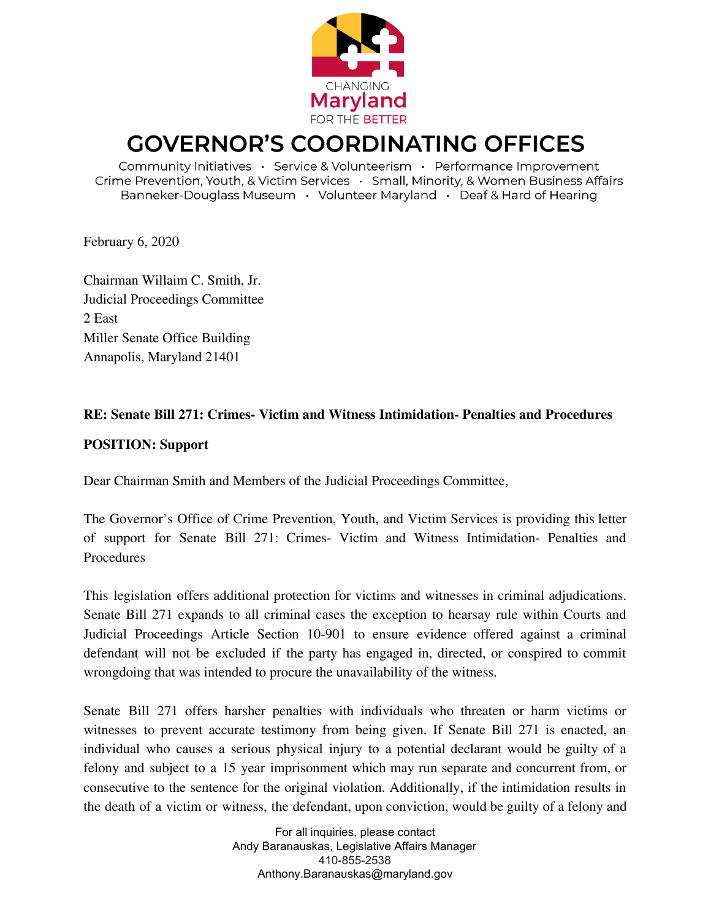CHANGING **Maryland** FOR THE BETTER

# GOVERNOR'S COORDINATING OFFICES

Community Initiatives • Service & Volunteerism • Performance Improvement
Crime Prevention, Youth, & Victim Services • Small, Minority, & Women Business Affairs
Banneker-Douglass Museum • Volunteer Maryland • Deaf & Hard of Hearing

February 6, 2020

Chairman Willaim C. Smith, Jr.
Judicial Proceedings Committee
2 East
Miller Senate Office Building
Annapolis, Maryland 21401

**RE: Senate Bill 271: Crimes- Victim and Witness Intimidation- Penalties and Procedures**

**POSITION: Support**

Dear Chairman Smith and Members of the Judicial Proceedings Committee,

The Governor's Office of Crime Prevention, Youth, and Victim Services is providing this letter of support for Senate Bill 271: Crimes- Victim and Witness Intimidation- Penalties and Procedures

This legislation offers additional protection for victims and witnesses in criminal adjudications. Senate Bill 271 expands to all criminal cases the exception to hearsay rule within Courts and Judicial Proceedings Article Section 10-901 to ensure evidence offered against a criminal defendant will not be excluded if the party has engaged in, directed, or conspired to commit wrongdoing that was intended to procure the unavailability of the witness.

Senate Bill 271 offers harsher penalties with individuals who threaten or harm victims or witnesses to prevent accurate testimony from being given. If Senate Bill 271 is enacted, an individual who causes a serious physical injury to a potential declarant would be guilty of a felony and subject to a 15 year imprisonment which may run separate and concurrent from, or consecutive to the sentence for the original violation. Additionally, if the intimidation results in the death of a victim or witness, the defendant, upon conviction, would be guilty of a felony and

For all inquiries, please contact
Andy Baranauskas, Legislative Affairs Manager
410-855-2538
Anthony.Baranauskas@maryland.gov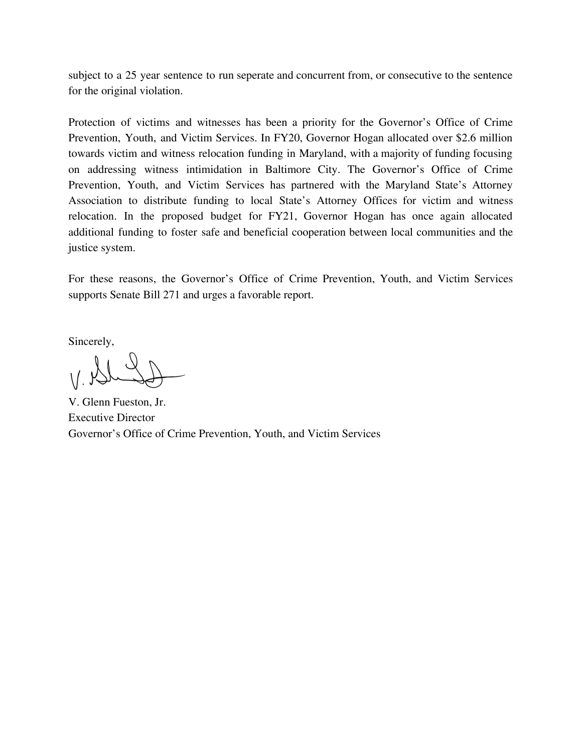subject to a 25 year sentence to run seperate and concurrent from, or consecutive to the sentence for the original violation.

Protection of victims and witnesses has been a priority for the Governor's Office of Crime Prevention, Youth, and Victim Services. In FY20, Governor Hogan allocated over $2.6 million towards victim and witness relocation funding in Maryland, with a majority of funding focusing on addressing witness intimidation in Baltimore City. The Governor's Office of Crime Prevention, Youth, and Victim Services has partnered with the Maryland State's Attorney Association to distribute funding to local State's Attorney Offices for victim and witness relocation. In the proposed budget for FY21, Governor Hogan has once again allocated additional funding to foster safe and beneficial cooperation between local communities and the justice system.

For these reasons, the Governor's Office of Crime Prevention, Youth, and Victim Services supports Senate Bill 271 and urges a favorable report.

Sincerely,

V. Glenn Fueston, Jr.
Executive Director
Governor's Office of Crime Prevention, Youth, and Victim Services